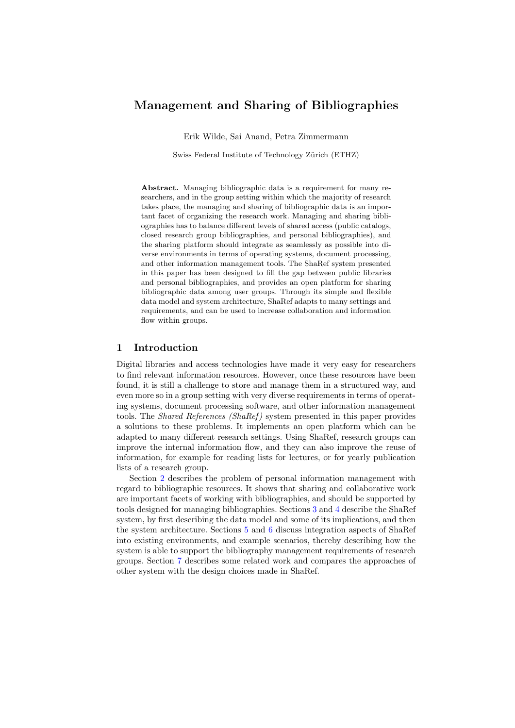# Management and Sharing of Bibliographies

Erik Wilde, Sai Anand, Petra Zimmermann

Swiss Federal Institute of Technology Zürich (ETHZ)

**Abstract.** Managing bibliographic data is a requirement for many researchers, and in the group setting within which the majority of research takes place, the managing and sharing of bibliographic data is an important facet of organizing the research work. Managing and sharing bibliographies has to balance different levels of shared access (public catalogs, closed research group bibliographies, and personal bibliographies), and the sharing platform should integrate as seamlessly as possible into diverse environments in terms of operating systems, document processing, and other information management tools. The ShaRef system presented in this paper has been designed to fill the gap between public libraries and personal bibliographies, and provides an open platform for sharing bibliographic data among user groups. Through its simple and flexible data model and system architecture, ShaRef adapts to many settings and requirements, and can be used to increase collaboration and information flow within groups.

## 1 Introduction

Digital libraries and access technologies have made it very easy for researchers to find relevant information resources. However, once these resources have been found, it is still a challenge to store and manage them in a structured way, and even more so in a group setting with very diverse requirements in terms of operating systems, document processing software, and other information management tools. The *Shared References (ShaRef)* system presented in this paper provides a solutions to these problems. It implements an open platform which can be adapted to many different research settings. Using ShaRef, research groups can improve the internal information flow, and they can also improve the reuse of information, for example for reading lists for lectures, or for yearly publication lists of a research group.

Section 2 describes the problem of personal information management with regard to bibliographic resources. It shows that sharing and collaborative work are important facets of working with bibliographies, and should be supported by tools designed for managing bibliographies. Sections 3 and 4 describe the ShaRef system, by first describing the data model and some of its implications, and then the system architecture. Sections 5 and 6 discuss integration aspects of ShaRef into existing environments, and example scenarios, thereby describing how the system is able to support the bibliography management requirements of research groups. Section 7 describes some related work and compares the approaches of other system with the design choices made in ShaRef.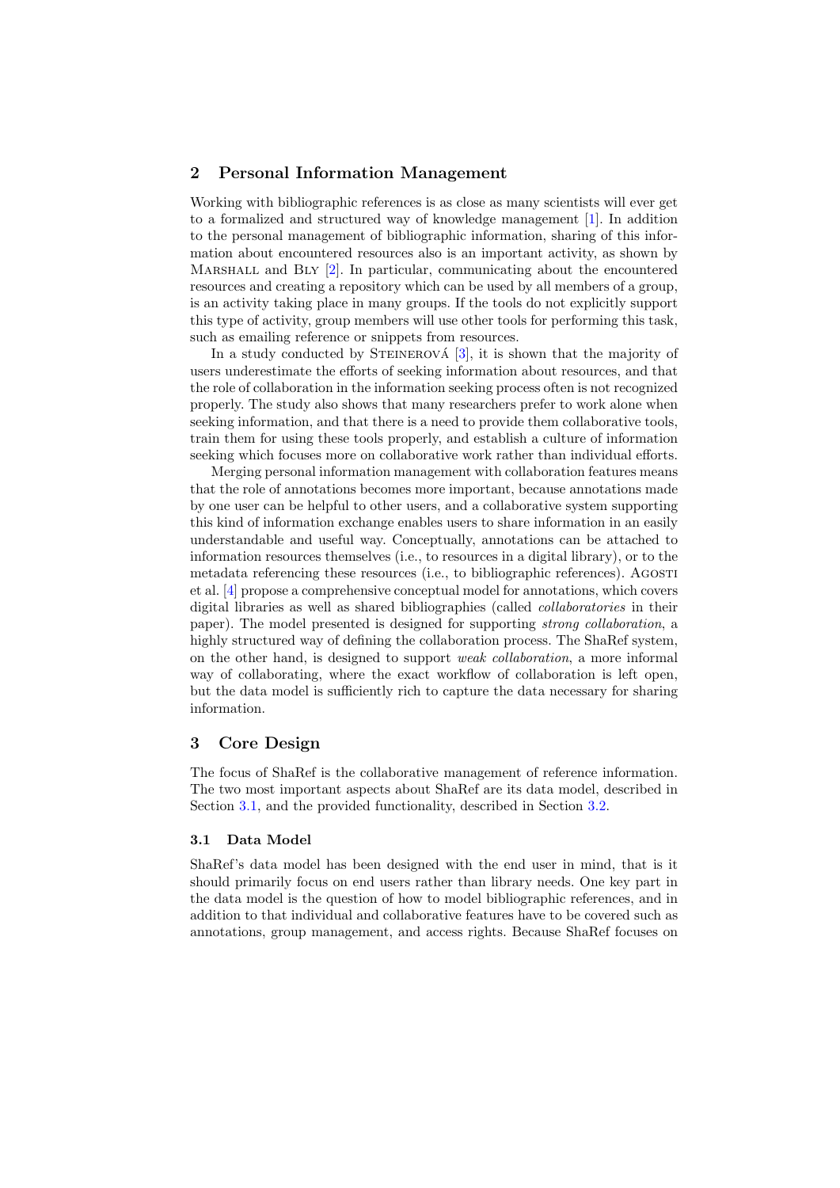## 2 Personal Information Management

Working with bibliographic references is as close as many scientists will ever get to a formalized and structured way of knowledge management [1]. In addition to the personal management of bibliographic information, sharing of this information about encountered resources also is an important activity, as shown by Marshall and Bly [2]. In particular, communicating about the encountered resources and creating a repository which can be used by all members of a group, is an activity taking place in many groups. If the tools do not explicitly support this type of activity, group members will use other tools for performing this task, such as emailing reference or snippets from resources.

In a study conducted by Steinerová [3], it is shown that the majority of users underestimate the efforts of seeking information about resources, and that the role of collaboration in the information seeking process often is not recognized properly. The study also shows that many researchers prefer to work alone when seeking information, and that there is a need to provide them collaborative tools, train them for using these tools properly, and establish a culture of information seeking which focuses more on collaborative work rather than individual efforts.

Merging personal information management with collaboration features means that the role of annotations becomes more important, because annotations made by one user can be helpful to other users, and a collaborative system supporting this kind of information exchange enables users to share information in an easily understandable and useful way. Conceptually, annotations can be attached to information resources themselves (i.e., to resources in a digital library), or to the metadata referencing these resources (i.e., to bibliographic references). Agosti et al. [4] propose a comprehensive conceptual model for annotations, which covers digital libraries as well as shared bibliographies (called *collaboratories* in their paper). The model presented is designed for supporting *strong collaboration*, a highly structured way of defining the collaboration process. The ShaRef system, on the other hand, is designed to support *weak collaboration*, a more informal way of collaborating, where the exact workflow of collaboration is left open, but the data model is sufficiently rich to capture the data necessary for sharing information.

## 3 Core Design

The focus of ShaRef is the collaborative management of reference information. The two most important aspects about ShaRef are its data model, described in Section 3.1, and the provided functionality, described in Section 3.2.

### 3.1 Data Model

ShaRef's data model has been designed with the end user in mind, that is it should primarily focus on end users rather than library needs. One key part in the data model is the question of how to model bibliographic references, and in addition to that individual and collaborative features have to be covered such as annotations, group management, and access rights. Because ShaRef focuses on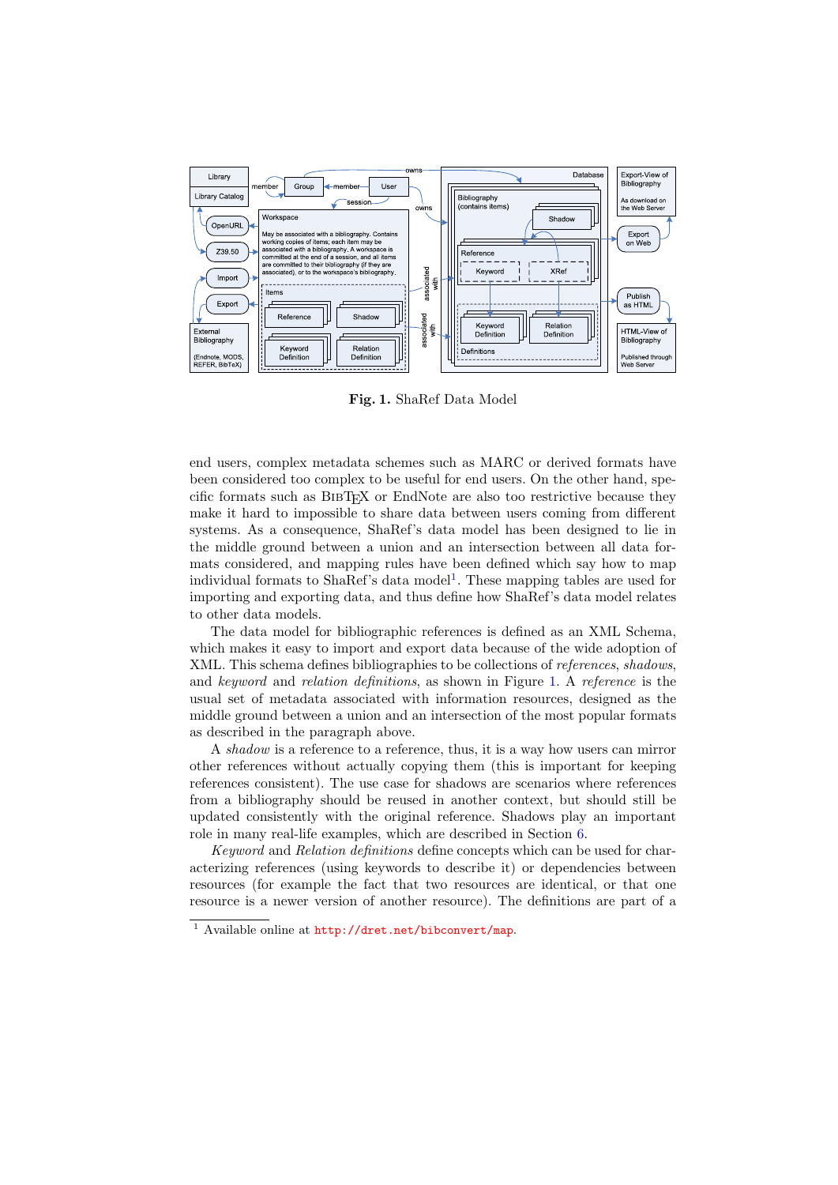**Fig. 1.** ShaRef Data Model

end users, complex metadata schemes such as MARC or derived formats have been considered too complex to be useful for end users. On the other hand, specific formats such as BibTeX or EndNote are also too restrictive because they make it hard to impossible to share data between users coming from different systems. As a consequence, ShaRef's data model has been designed to lie in the middle ground between a union and an intersection between all data formats considered, and mapping rules have been defined which say how to map individual formats to ShaRef's data model[1]. These mapping tables are used for importing and exporting data, and thus define how ShaRef's data model relates to other data models.

The data model for bibliographic references is defined as an XML Schema, which makes it easy to import and export data because of the wide adoption of XML. This schema defines bibliographies to be collections of *references*, *shadows*, and *keyword* and *relation definitions*, as shown in Figure 1. A *reference* is the usual set of metadata associated with information resources, designed as the middle ground between a union and an intersection of the most popular formats as described in the paragraph above.

A *shadow* is a reference to a reference, thus, it is a way how users can mirror other references without actually copying them (this is important for keeping references consistent). The use case for shadows are scenarios where references from a bibliography should be reused in another context, but should still be updated consistently with the original reference. Shadows play an important role in many real-life examples, which are described in Section 6.

*Keyword* and *Relation definitions* define concepts which can be used for characterizing references (using keywords to describe it) or dependencies between resources (for example the fact that two resources are identical, or that one resource is a newer version of another resource). The definitions are part of a

[1] Available online at http://dret.net/bibconvert/map.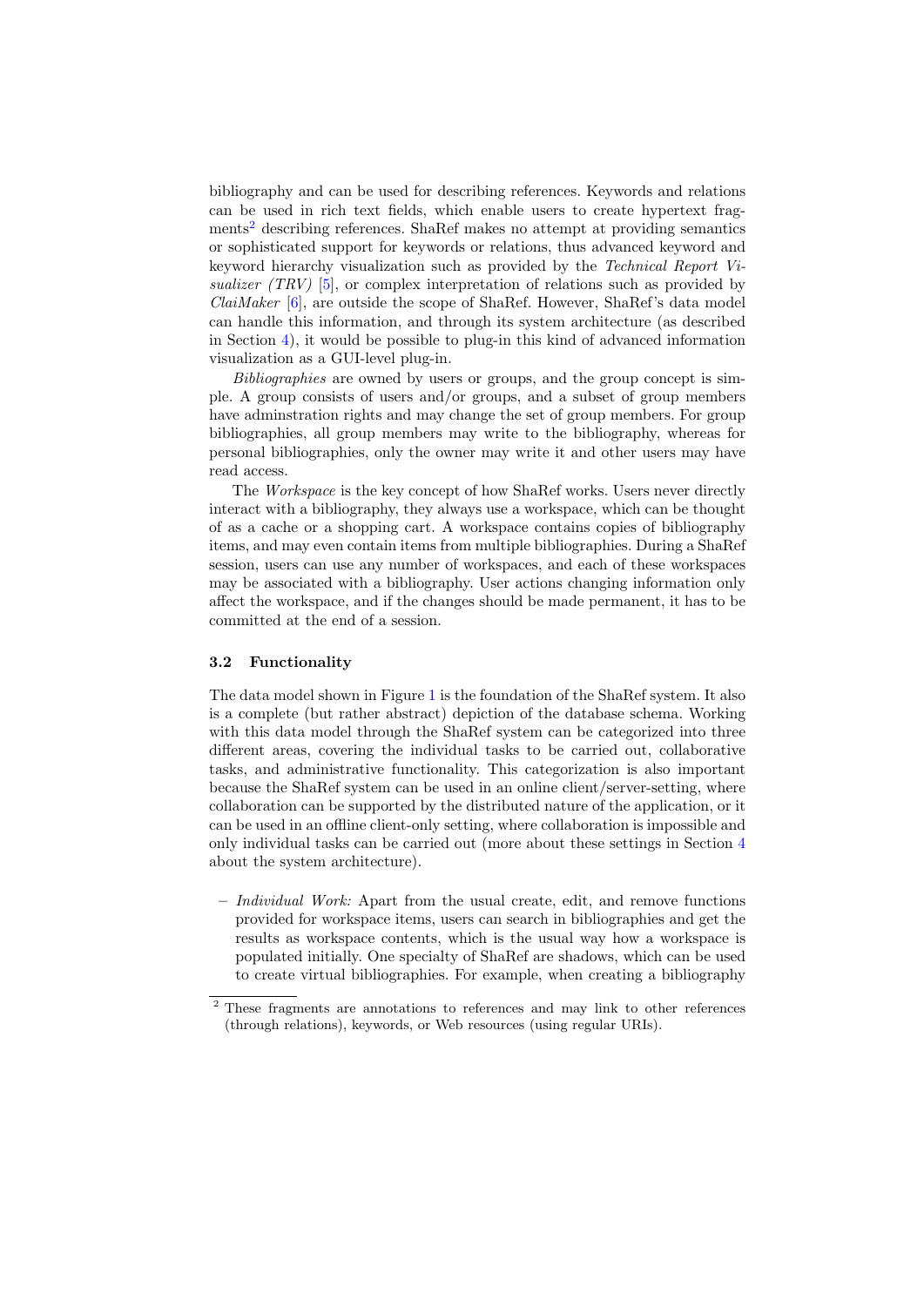bibliography and can be used for describing references. Keywords and relations can be used in rich text fields, which enable users to create hypertext fragments[2] describing references. ShaRef makes no attempt at providing semantics or sophisticated support for keywords or relations, thus advanced keyword and keyword hierarchy visualization such as provided by the *Technical Report Visualizer (TRV)* [5], or complex interpretation of relations such as provided by *ClaiMaker* [6], are outside the scope of ShaRef. However, ShaRef's data model can handle this information, and through its system architecture (as described in Section 4), it would be possible to plug-in this kind of advanced information visualization as a GUI-level plug-in.

*Bibliographies* are owned by users or groups, and the group concept is simple. A group consists of users and/or groups, and a subset of group members have adminstration rights and may change the set of group members. For group bibliographies, all group members may write to the bibliography, whereas for personal bibliographies, only the owner may write it and other users may have read access.

The *Workspace* is the key concept of how ShaRef works. Users never directly interact with a bibliography, they always use a workspace, which can be thought of as a cache or a shopping cart. A workspace contains copies of bibliography items, and may even contain items from multiple bibliographies. During a ShaRef session, users can use any number of workspaces, and each of these workspaces may be associated with a bibliography. User actions changing information only affect the workspace, and if the changes should be made permanent, it has to be committed at the end of a session.

### 3.2 Functionality

The data model shown in Figure 1 is the foundation of the ShaRef system. It also is a complete (but rather abstract) depiction of the database schema. Working with this data model through the ShaRef system can be categorized into three different areas, covering the individual tasks to be carried out, collaborative tasks, and administrative functionality. This categorization is also important because the ShaRef system can be used in an online client/server-setting, where collaboration can be supported by the distributed nature of the application, or it can be used in an offline client-only setting, where collaboration is impossible and only individual tasks can be carried out (more about these settings in Section 4 about the system architecture).

- *Individual Work:* Apart from the usual create, edit, and remove functions provided for workspace items, users can search in bibliographies and get the results as workspace contents, which is the usual way how a workspace is populated initially. One specialty of ShaRef are shadows, which can be used to create virtual bibliographies. For example, when creating a bibliography

[2] These fragments are annotations to references and may link to other references (through relations), keywords, or Web resources (using regular URIs).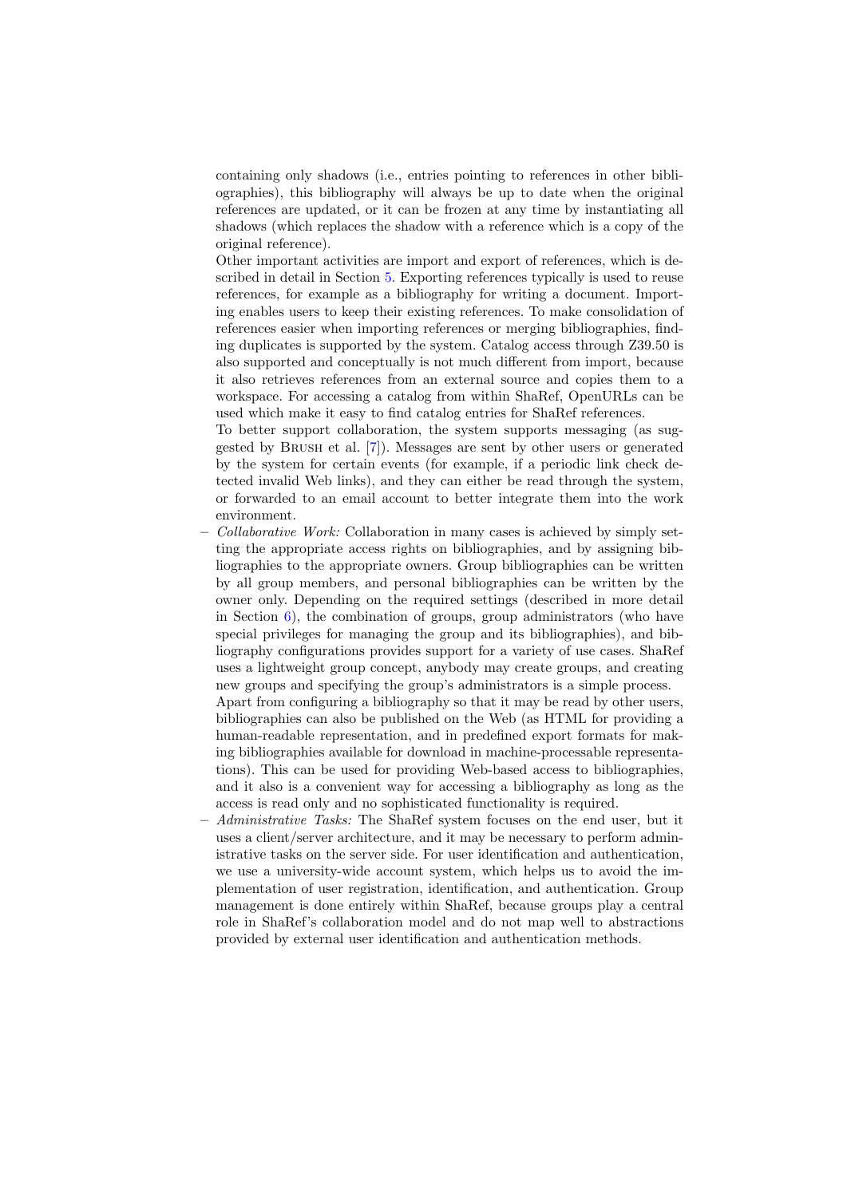containing only shadows (i.e., entries pointing to references in other bibliographies), this bibliography will always be up to date when the original references are updated, or it can be frozen at any time by instantiating all shadows (which replaces the shadow with a reference which is a copy of the original reference).

Other important activities are import and export of references, which is described in detail in Section 5. Exporting references typically is used to reuse references, for example as a bibliography for writing a document. Importing enables users to keep their existing references. To make consolidation of references easier when importing references or merging bibliographies, finding duplicates is supported by the system. Catalog access through Z39.50 is also supported and conceptually is not much different from import, because it also retrieves references from an external source and copies them to a workspace. For accessing a catalog from within ShaRef, OpenURLs can be used which make it easy to find catalog entries for ShaRef references.

To better support collaboration, the system supports messaging (as suggested by Brush et al. [7]). Messages are sent by other users or generated by the system for certain events (for example, if a periodic link check detected invalid Web links), and they can either be read through the system, or forwarded to an email account to better integrate them into the work environment.

- *Collaborative Work:* Collaboration in many cases is achieved by simply setting the appropriate access rights on bibliographies, and by assigning bibliographies to the appropriate owners. Group bibliographies can be written by all group members, and personal bibliographies can be written by the owner only. Depending on the required settings (described in more detail in Section 6), the combination of groups, group administrators (who have special privileges for managing the group and its bibliographies), and bibliography configurations provides support for a variety of use cases. ShaRef uses a lightweight group concept, anybody may create groups, and creating new groups and specifying the group's administrators is a simple process.
  Apart from configuring a bibliography so that it may be read by other users, bibliographies can also be published on the Web (as HTML for providing a human-readable representation, and in predefined export formats for making bibliographies available for download in machine-processable representations). This can be used for providing Web-based access to bibliographies, and it also is a convenient way for accessing a bibliography as long as the access is read only and no sophisticated functionality is required.
- *Administrative Tasks:* The ShaRef system focuses on the end user, but it uses a client/server architecture, and it may be necessary to perform administrative tasks on the server side. For user identification and authentication, we use a university-wide account system, which helps us to avoid the implementation of user registration, identification, and authentication. Group management is done entirely within ShaRef, because groups play a central role in ShaRef's collaboration model and do not map well to abstractions provided by external user identification and authentication methods.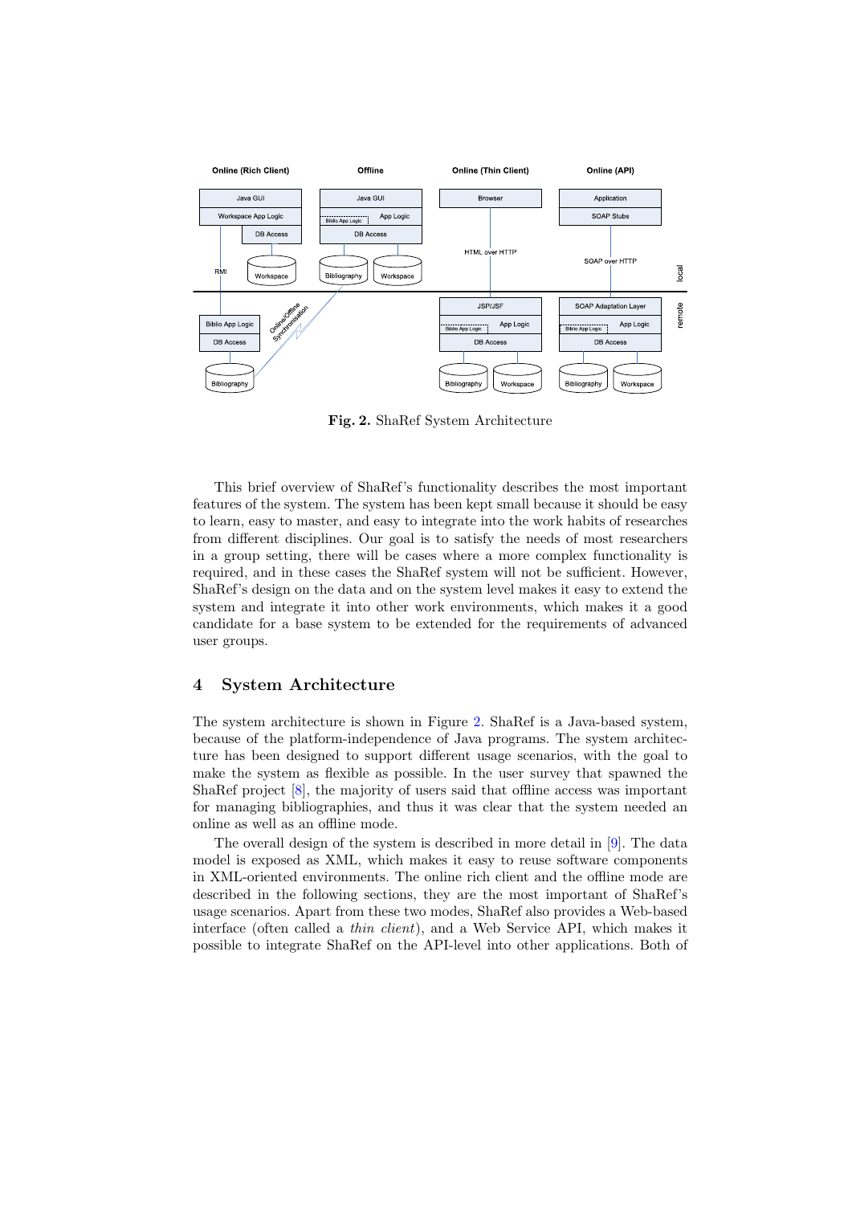**Fig. 2.** ShaRef System Architecture

This brief overview of ShaRef's functionality describes the most important features of the system. The system has been kept small because it should be easy to learn, easy to master, and easy to integrate into the work habits of researches from different disciplines. Our goal is to satisfy the needs of most researchers in a group setting, there will be cases where a more complex functionality is required, and in these cases the ShaRef system will not be sufficient. However, ShaRef's design on the data and on the system level makes it easy to extend the system and integrate it into other work environments, which makes it a good candidate for a base system to be extended for the requirements of advanced user groups.

## 4 System Architecture

The system architecture is shown in Figure 2. ShaRef is a Java-based system, because of the platform-independence of Java programs. The system architecture has been designed to support different usage scenarios, with the goal to make the system as flexible as possible. In the user survey that spawned the ShaRef project [8], the majority of users said that offline access was important for managing bibliographies, and thus it was clear that the system needed an online as well as an offline mode.

The overall design of the system is described in more detail in [9]. The data model is exposed as XML, which makes it easy to reuse software components in XML-oriented environments. The online rich client and the offline mode are described in the following sections, they are the most important of ShaRef's usage scenarios. Apart from these two modes, ShaRef also provides a Web-based interface (often called a *thin client*), and a Web Service API, which makes it possible to integrate ShaRef on the API-level into other applications. Both of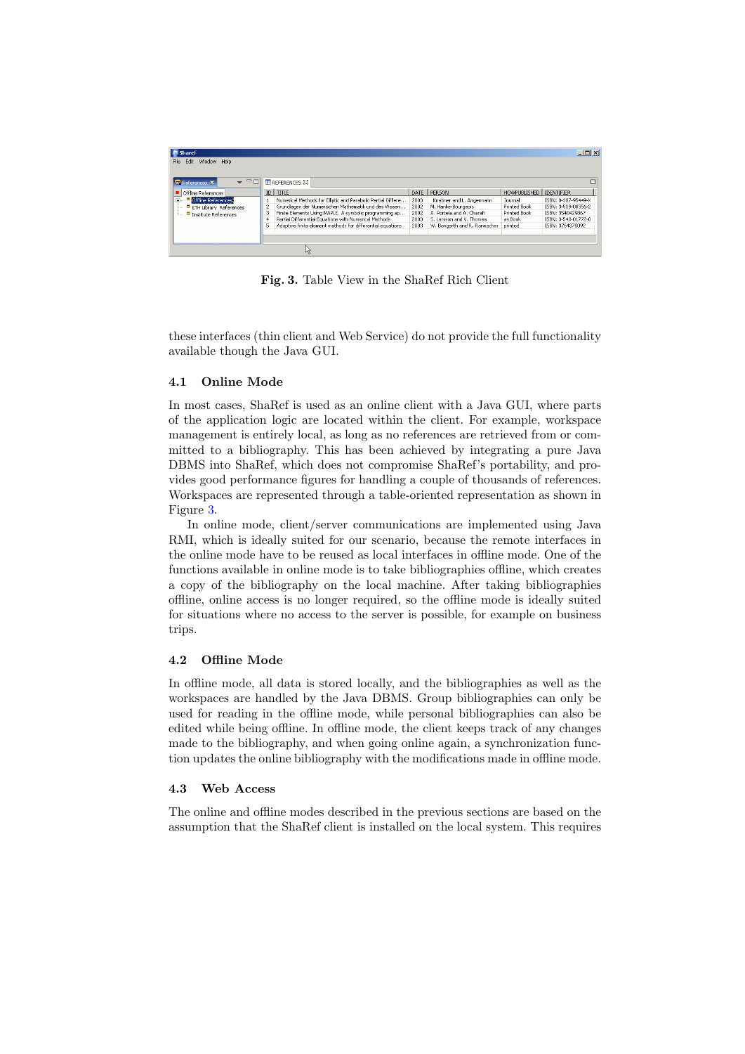Fig. 3. Table View in the ShaRef Rich Client

these interfaces (thin client and Web Service) do not provide the full functionality available though the Java GUI.

### 4.1 Online Mode

In most cases, ShaRef is used as an online client with a Java GUI, where parts of the application logic are located within the client. For example, workspace management is entirely local, as long as no references are retrieved from or committed to a bibliography. This has been achieved by integrating a pure Java DBMS into ShaRef, which does not compromise ShaRef's portability, and provides good performance figures for handling a couple of thousands of references. Workspaces are represented through a table-oriented representation as shown in Figure 3.

In online mode, client/server communications are implemented using Java RMI, which is ideally suited for our scenario, because the remote interfaces in the online mode have to be reused as local interfaces in offline mode. One of the functions available in online mode is to take bibliographies offline, which creates a copy of the bibliography on the local machine. After taking bibliographies offline, online access is no longer required, so the offline mode is ideally suited for situations where no access to the server is possible, for example on business trips.

### 4.2 Offline Mode

In offline mode, all data is stored locally, and the bibliographies as well as the workspaces are handled by the Java DBMS. Group bibliographies can only be used for reading in the offline mode, while personal bibliographies can also be edited while being offline. In offline mode, the client keeps track of any changes made to the bibliography, and when going online again, a synchronization function updates the online bibliography with the modifications made in offline mode.

### 4.3 Web Access

The online and offline modes described in the previous sections are based on the assumption that the ShaRef client is installed on the local system. This requires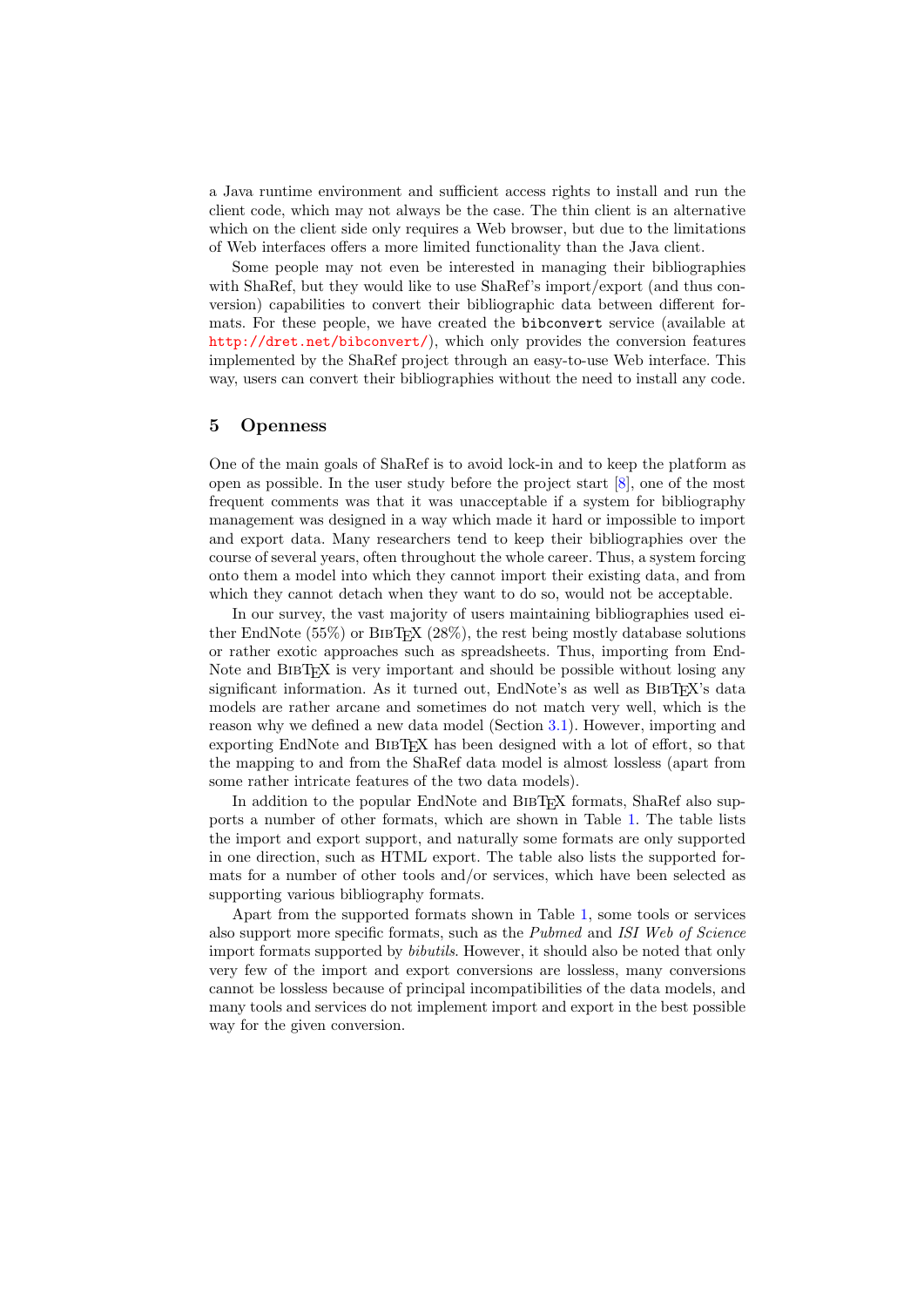a Java runtime environment and sufficient access rights to install and run the client code, which may not always be the case. The thin client is an alternative which on the client side only requires a Web browser, but due to the limitations of Web interfaces offers a more limited functionality than the Java client.

Some people may not even be interested in managing their bibliographies with ShaRef, but they would like to use ShaRef's import/export (and thus conversion) capabilities to convert their bibliographic data between different formats. For these people, we have created the `bibconvert` service (available at http://dret.net/bibconvert/), which only provides the conversion features implemented by the ShaRef project through an easy-to-use Web interface. This way, users can convert their bibliographies without the need to install any code.

## 5 Openness

One of the main goals of ShaRef is to avoid lock-in and to keep the platform as open as possible. In the user study before the project start [8], one of the most frequent comments was that it was unacceptable if a system for bibliography management was designed in a way which made it hard or impossible to import and export data. Many researchers tend to keep their bibliographies over the course of several years, often throughout the whole career. Thus, a system forcing onto them a model into which they cannot import their existing data, and from which they cannot detach when they want to do so, would not be acceptable.

In our survey, the vast majority of users maintaining bibliographies used either EndNote (55%) or BibTeX (28%), the rest being mostly database solutions or rather exotic approaches such as spreadsheets. Thus, importing from EndNote and BibTeX is very important and should be possible without losing any significant information. As it turned out, EndNote's as well as BibTeX's data models are rather arcane and sometimes do not match very well, which is the reason why we defined a new data model (Section 3.1). However, importing and exporting EndNote and BibTeX has been designed with a lot of effort, so that the mapping to and from the ShaRef data model is almost lossless (apart from some rather intricate features of the two data models).

In addition to the popular EndNote and BibTeX formats, ShaRef also supports a number of other formats, which are shown in Table 1. The table lists the import and export support, and naturally some formats are only supported in one direction, such as HTML export. The table also lists the supported formats for a number of other tools and/or services, which have been selected as supporting various bibliography formats.

Apart from the supported formats shown in Table 1, some tools or services also support more specific formats, such as the *Pubmed* and *ISI Web of Science* import formats supported by *bibutils*. However, it should also be noted that only very few of the import and export conversions are lossless, many conversions cannot be lossless because of principal incompatibilities of the data models, and many tools and services do not implement import and export in the best possible way for the given conversion.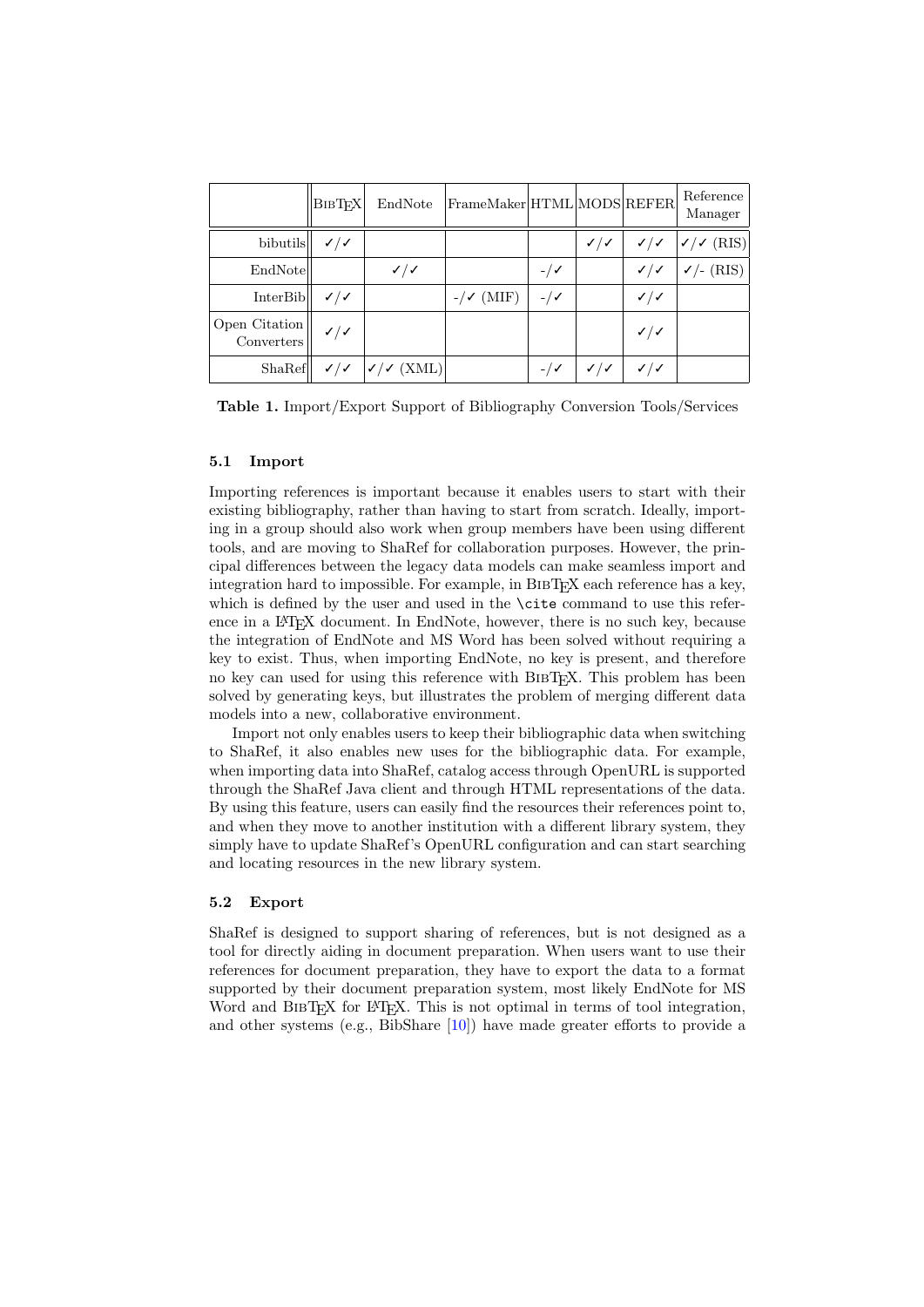| | BibTeX | EndNote | FrameMaker | HTML | MODS | REFER | Reference Manager |
|---|---|---|---|---|---|---|---|
| bibutils | ✓/✓ | | | | ✓/✓ | ✓/✓ | ✓/✓ (RIS) |
| EndNote | | ✓/✓ | | -/✓ | | ✓/✓ | ✓/- (RIS) |
| InterBib | ✓/✓ | | -/✓ (MIF) | -/✓ | | ✓/✓ | |
| Open Citation Converters | ✓/✓ | | | | | ✓/✓ | |
| ShaRef | ✓/✓ | ✓/✓ (XML) | | -/✓ | ✓/✓ | ✓/✓ | |

**Table 1.** Import/Export Support of Bibliography Conversion Tools/Services

### 5.1 Import

Importing references is important because it enables users to start with their existing bibliography, rather than having to start from scratch. Ideally, importing in a group should also work when group members have been using different tools, and are moving to ShaRef for collaboration purposes. However, the principal differences between the legacy data models can make seamless import and integration hard to impossible. For example, in BibTeX each reference has a key, which is defined by the user and used in the `\cite` command to use this reference in a LaTeX document. In EndNote, however, there is no such key, because the integration of EndNote and MS Word has been solved without requiring a key to exist. Thus, when importing EndNote, no key is present, and therefore no key can used for using this reference with BibTeX. This problem has been solved by generating keys, but illustrates the problem of merging different data models into a new, collaborative environment.

Import not only enables users to keep their bibliographic data when switching to ShaRef, it also enables new uses for the bibliographic data. For example, when importing data into ShaRef, catalog access through OpenURL is supported through the ShaRef Java client and through HTML representations of the data. By using this feature, users can easily find the resources their references point to, and when they move to another institution with a different library system, they simply have to update ShaRef's OpenURL configuration and can start searching and locating resources in the new library system.

### 5.2 Export

ShaRef is designed to support sharing of references, but is not designed as a tool for directly aiding in document preparation. When users want to use their references for document preparation, they have to export the data to a format supported by their document preparation system, most likely EndNote for MS Word and BibTeX for LaTeX. This is not optimal in terms of tool integration, and other systems (e.g., BibShare [10]) have made greater efforts to provide a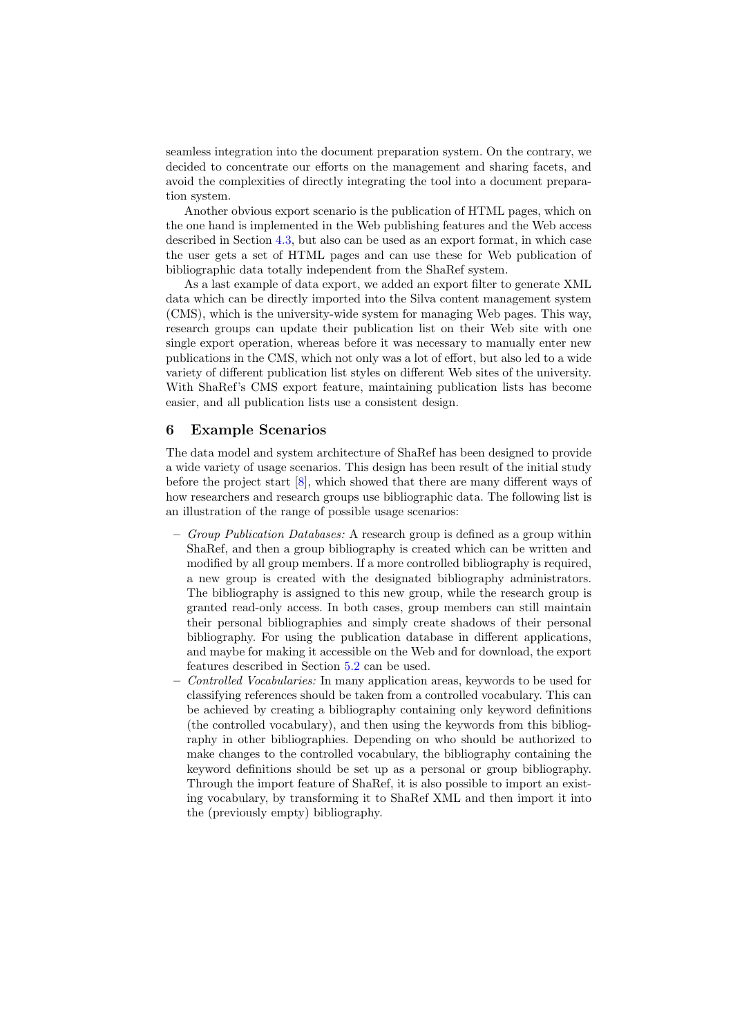seamless integration into the document preparation system. On the contrary, we decided to concentrate our efforts on the management and sharing facets, and avoid the complexities of directly integrating the tool into a document preparation system.

Another obvious export scenario is the publication of HTML pages, which on the one hand is implemented in the Web publishing features and the Web access described in Section 4.3, but also can be used as an export format, in which case the user gets a set of HTML pages and can use these for Web publication of bibliographic data totally independent from the ShaRef system.

As a last example of data export, we added an export filter to generate XML data which can be directly imported into the Silva content management system (CMS), which is the university-wide system for managing Web pages. This way, research groups can update their publication list on their Web site with one single export operation, whereas before it was necessary to manually enter new publications in the CMS, which not only was a lot of effort, but also led to a wide variety of different publication list styles on different Web sites of the university. With ShaRef's CMS export feature, maintaining publication lists has become easier, and all publication lists use a consistent design.

## 6 Example Scenarios

The data model and system architecture of ShaRef has been designed to provide a wide variety of usage scenarios. This design has been result of the initial study before the project start [8], which showed that there are many different ways of how researchers and research groups use bibliographic data. The following list is an illustration of the range of possible usage scenarios:

- *Group Publication Databases:* A research group is defined as a group within ShaRef, and then a group bibliography is created which can be written and modified by all group members. If a more controlled bibliography is required, a new group is created with the designated bibliography administrators. The bibliography is assigned to this new group, while the research group is granted read-only access. In both cases, group members can still maintain their personal bibliographies and simply create shadows of their personal bibliography. For using the publication database in different applications, and maybe for making it accessible on the Web and for download, the export features described in Section 5.2 can be used.
- *Controlled Vocabularies:* In many application areas, keywords to be used for classifying references should be taken from a controlled vocabulary. This can be achieved by creating a bibliography containing only keyword definitions (the controlled vocabulary), and then using the keywords from this bibliography in other bibliographies. Depending on who should be authorized to make changes to the controlled vocabulary, the bibliography containing the keyword definitions should be set up as a personal or group bibliography. Through the import feature of ShaRef, it is also possible to import an existing vocabulary, by transforming it to ShaRef XML and then import it into the (previously empty) bibliography.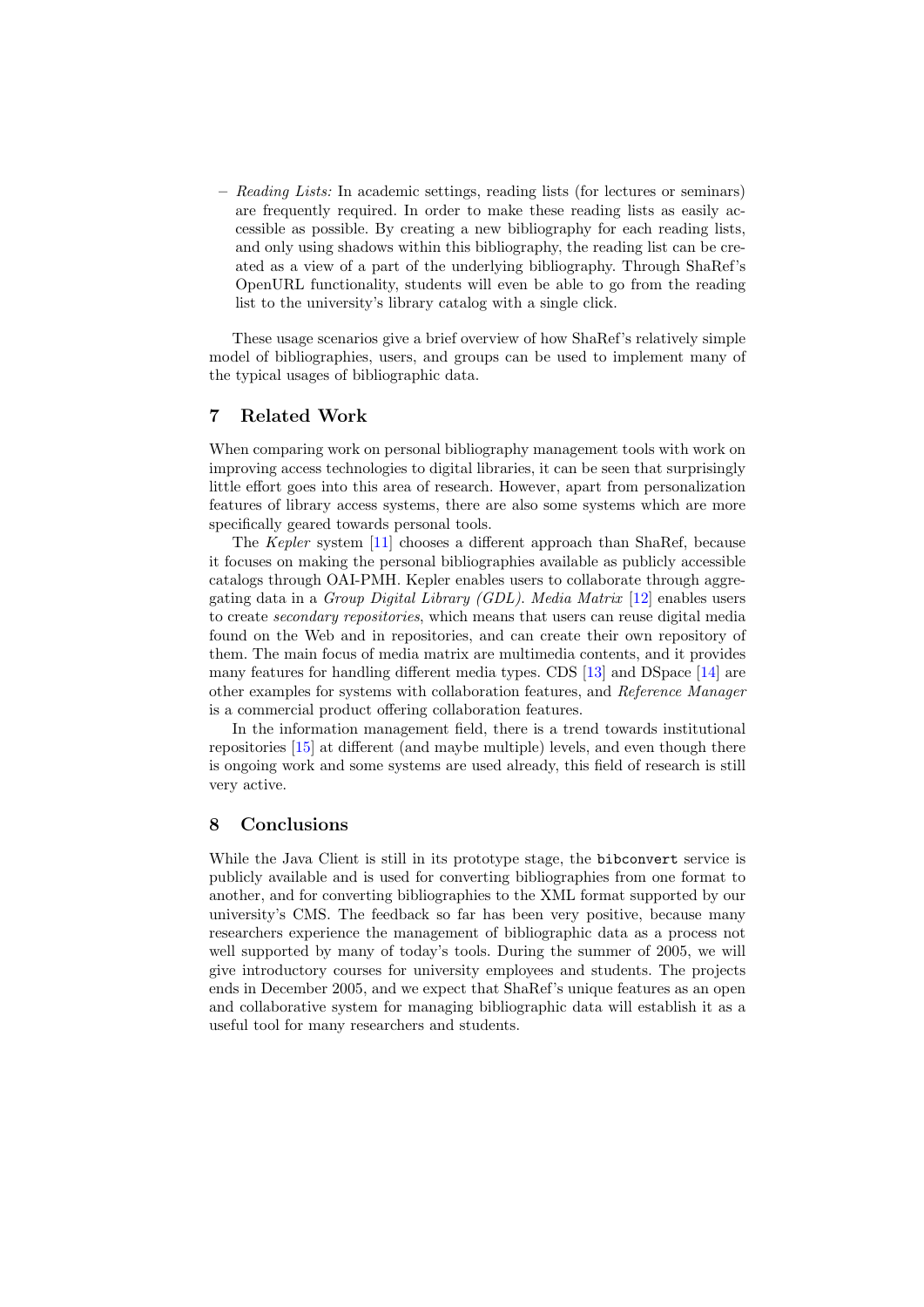– *Reading Lists:* In academic settings, reading lists (for lectures or seminars) are frequently required. In order to make these reading lists as easily accessible as possible. By creating a new bibliography for each reading lists, and only using shadows within this bibliography, the reading list can be created as a view of a part of the underlying bibliography. Through ShaRef's OpenURL functionality, students will even be able to go from the reading list to the university's library catalog with a single click.

These usage scenarios give a brief overview of how ShaRef's relatively simple model of bibliographies, users, and groups can be used to implement many of the typical usages of bibliographic data.

## 7 Related Work

When comparing work on personal bibliography management tools with work on improving access technologies to digital libraries, it can be seen that surprisingly little effort goes into this area of research. However, apart from personalization features of library access systems, there are also some systems which are more specifically geared towards personal tools.

The *Kepler* system [11] chooses a different approach than ShaRef, because it focuses on making the personal bibliographies available as publicly accessible catalogs through OAI-PMH. Kepler enables users to collaborate through aggregating data in a *Group Digital Library (GDL)*. *Media Matrix* [12] enables users to create *secondary repositories*, which means that users can reuse digital media found on the Web and in repositories, and can create their own repository of them. The main focus of media matrix are multimedia contents, and it provides many features for handling different media types. CDS [13] and DSpace [14] are other examples for systems with collaboration features, and *Reference Manager* is a commercial product offering collaboration features.

In the information management field, there is a trend towards institutional repositories [15] at different (and maybe multiple) levels, and even though there is ongoing work and some systems are used already, this field of research is still very active.

## 8 Conclusions

While the Java Client is still in its prototype stage, the `bibconvert` service is publicly available and is used for converting bibliographies from one format to another, and for converting bibliographies to the XML format supported by our university's CMS. The feedback so far has been very positive, because many researchers experience the management of bibliographic data as a process not well supported by many of today's tools. During the summer of 2005, we will give introductory courses for university employees and students. The projects ends in December 2005, and we expect that ShaRef's unique features as an open and collaborative system for managing bibliographic data will establish it as a useful tool for many researchers and students.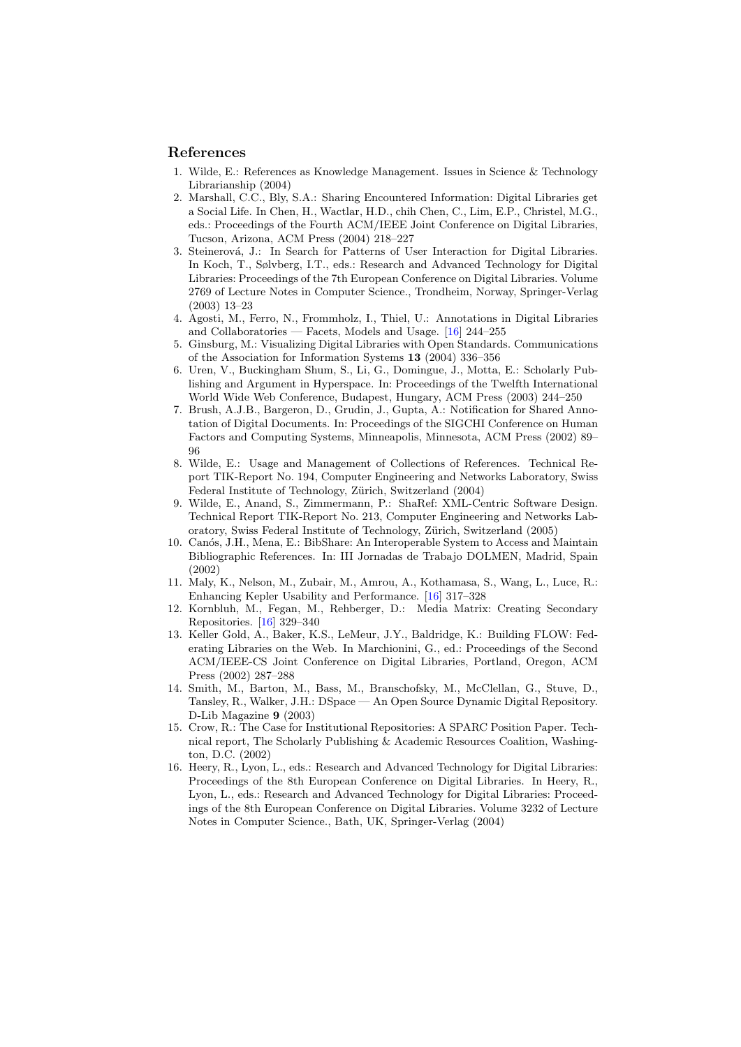## References

1. Wilde, E.: References as Knowledge Management. Issues in Science & Technology Librarianship (2004)
2. Marshall, C.C., Bly, S.A.: Sharing Encountered Information: Digital Libraries get a Social Life. In Chen, H., Wactlar, H.D., chih Chen, C., Lim, E.P., Christel, M.G., eds.: Proceedings of the Fourth ACM/IEEE Joint Conference on Digital Libraries, Tucson, Arizona, ACM Press (2004) 218–227
3. Steinerová, J.: In Search for Patterns of User Interaction for Digital Libraries. In Koch, T., Sølvberg, I.T., eds.: Research and Advanced Technology for Digital Libraries: Proceedings of the 7th European Conference on Digital Libraries. Volume 2769 of Lecture Notes in Computer Science., Trondheim, Norway, Springer-Verlag (2003) 13–23
4. Agosti, M., Ferro, N., Frommholz, I., Thiel, U.: Annotations in Digital Libraries and Collaboratories — Facets, Models and Usage. [16] 244–255
5. Ginsburg, M.: Visualizing Digital Libraries with Open Standards. Communications of the Association for Information Systems **13** (2004) 336–356
6. Uren, V., Buckingham Shum, S., Li, G., Domingue, J., Motta, E.: Scholarly Publishing and Argument in Hyperspace. In: Proceedings of the Twelfth International World Wide Web Conference, Budapest, Hungary, ACM Press (2003) 244–250
7. Brush, A.J.B., Bargeron, D., Grudin, J., Gupta, A.: Notification for Shared Annotation of Digital Documents. In: Proceedings of the SIGCHI Conference on Human Factors and Computing Systems, Minneapolis, Minnesota, ACM Press (2002) 89–96
8. Wilde, E.: Usage and Management of Collections of References. Technical Report TIK-Report No. 194, Computer Engineering and Networks Laboratory, Swiss Federal Institute of Technology, Zürich, Switzerland (2004)
9. Wilde, E., Anand, S., Zimmermann, P.: ShaRef: XML-Centric Software Design. Technical Report TIK-Report No. 213, Computer Engineering and Networks Laboratory, Swiss Federal Institute of Technology, Zürich, Switzerland (2005)
10. Canós, J.H., Mena, E.: BibShare: An Interoperable System to Access and Maintain Bibliographic References. In: III Jornadas de Trabajo DOLMEN, Madrid, Spain (2002)
11. Maly, K., Nelson, M., Zubair, M., Amrou, A., Kothamasa, S., Wang, L., Luce, R.: Enhancing Kepler Usability and Performance. [16] 317–328
12. Kornbluh, M., Fegan, M., Rehberger, D.: Media Matrix: Creating Secondary Repositories. [16] 329–340
13. Keller Gold, A., Baker, K.S., LeMeur, J.Y., Baldridge, K.: Building FLOW: Federating Libraries on the Web. In Marchionini, G., ed.: Proceedings of the Second ACM/IEEE-CS Joint Conference on Digital Libraries, Portland, Oregon, ACM Press (2002) 287–288
14. Smith, M., Barton, M., Bass, M., Branschofsky, M., McClellan, G., Stuve, D., Tansley, R., Walker, J.H.: DSpace — An Open Source Dynamic Digital Repository. D-Lib Magazine **9** (2003)
15. Crow, R.: The Case for Institutional Repositories: A SPARC Position Paper. Technical report, The Scholarly Publishing & Academic Resources Coalition, Washington, D.C. (2002)
16. Heery, R., Lyon, L., eds.: Research and Advanced Technology for Digital Libraries: Proceedings of the 8th European Conference on Digital Libraries. In Heery, R., Lyon, L., eds.: Research and Advanced Technology for Digital Libraries: Proceedings of the 8th European Conference on Digital Libraries. Volume 3232 of Lecture Notes in Computer Science., Bath, UK, Springer-Verlag (2004)